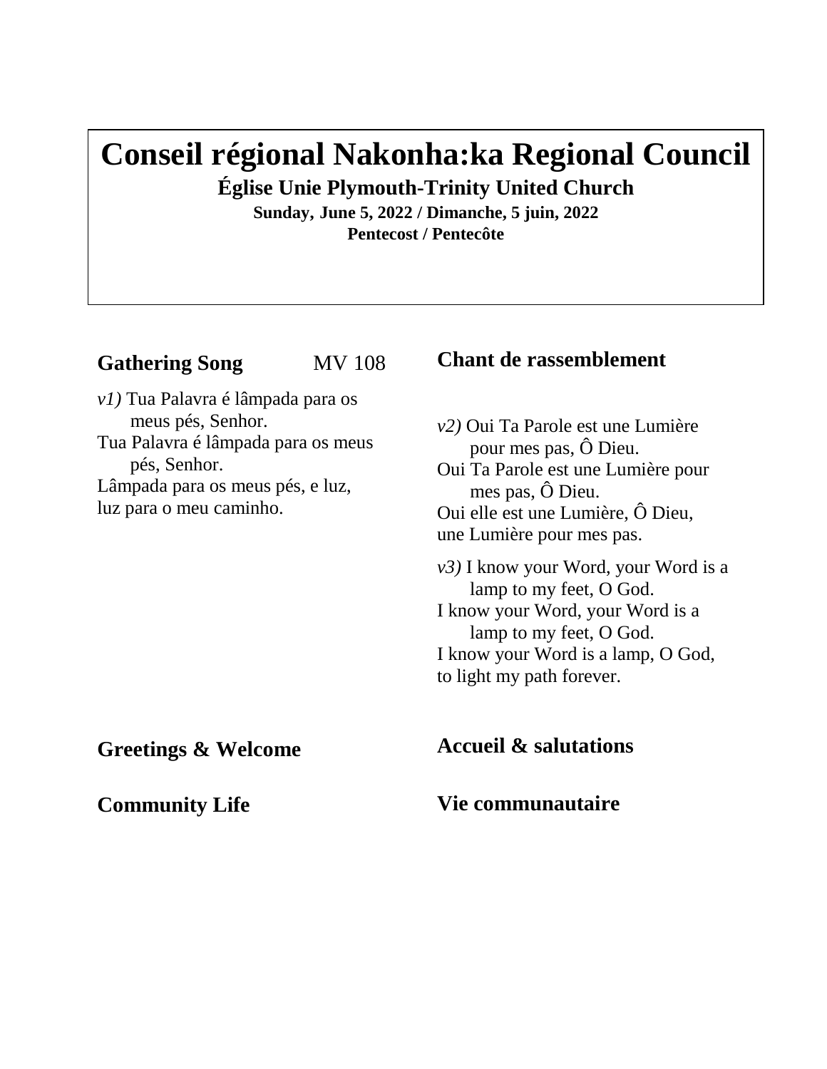# Conseil régional Nakonha:ka Regional Council

**Église Unie Plymouth-Trinity United Church**

**Sunday, June 5, 2022 / Dimanche, 5 juin, 2022**

**Pentecost / Pentecôte**

## Gathering Song MV 108

## Chant de rassemblement

*v1)* Tua Palavra é lâmpada para os meus pés, Senhor.
Tua Palavra é lâmpada para os meus pés, Senhor.
Lâmpada para os meus pés, e luz,
luz para o meu caminho.

*v2)* Oui Ta Parole est une Lumière pour mes pas, Ô Dieu.
Oui Ta Parole est une Lumière pour mes pas, Ô Dieu.
Oui elle est une Lumière, Ô Dieu,
une Lumière pour mes pas.

*v3)* I know your Word, your Word is a lamp to my feet, O God.
I know your Word, your Word is a lamp to my feet, O God.
I know your Word is a lamp, O God,
to light my path forever.

## Greetings & Welcome

## Accueil & salutations

## Community Life

## Vie communautaire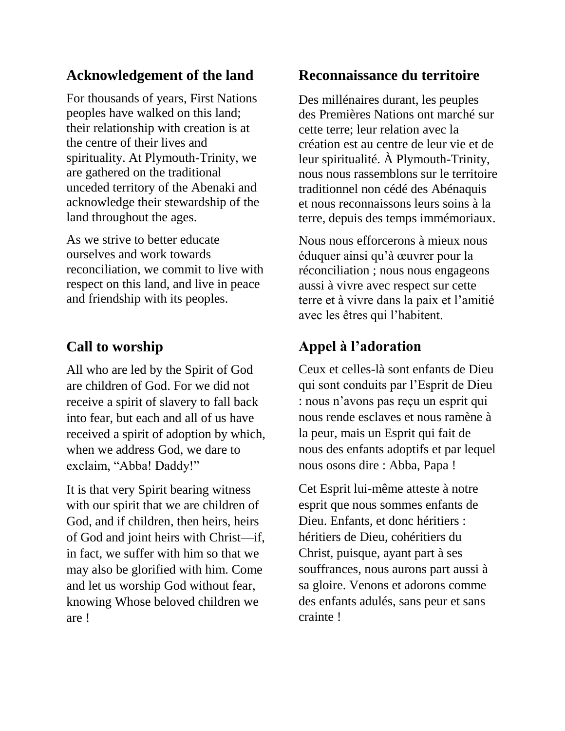## Acknowledgement of the land

For thousands of years, First Nations peoples have walked on this land; their relationship with creation is at the centre of their lives and spirituality. At Plymouth-Trinity, we are gathered on the traditional unceded territory of the Abenaki and acknowledge their stewardship of the land throughout the ages.

As we strive to better educate ourselves and work towards reconciliation, we commit to live with respect on this land, and live in peace and friendship with its peoples.

## Reconnaissance du territoire

Des millénaires durant, les peuples des Premières Nations ont marché sur cette terre; leur relation avec la création est au centre de leur vie et de leur spiritualité. À Plymouth-Trinity, nous nous rassemblons sur le territoire traditionnel non cédé des Abénaquis et nous reconnaissons leurs soins à la terre, depuis des temps immémoriaux.

Nous nous efforcerons à mieux nous éduquer ainsi qu'à œuvrer pour la réconciliation ; nous nous engageons aussi à vivre avec respect sur cette terre et à vivre dans la paix et l'amitié avec les êtres qui l'habitent.

## Call to worship

All who are led by the Spirit of God are children of God. For we did not receive a spirit of slavery to fall back into fear, but each and all of us have received a spirit of adoption by which, when we address God, we dare to exclaim, "Abba! Daddy!"

It is that very Spirit bearing witness with our spirit that we are children of God, and if children, then heirs, heirs of God and joint heirs with Christ—if, in fact, we suffer with him so that we may also be glorified with him. Come and let us worship God without fear, knowing Whose beloved children we are !

## Appel à l'adoration

Ceux et celles-là sont enfants de Dieu qui sont conduits par l'Esprit de Dieu : nous n'avons pas reçu un esprit qui nous rende esclaves et nous ramène à la peur, mais un Esprit qui fait de nous des enfants adoptifs et par lequel nous osons dire : Abba, Papa !

Cet Esprit lui-même atteste à notre esprit que nous sommes enfants de Dieu. Enfants, et donc héritiers : héritiers de Dieu, cohéritiers du Christ, puisque, ayant part à ses souffrances, nous aurons part aussi à sa gloire. Venons et adorons comme des enfants adulés, sans peur et sans crainte !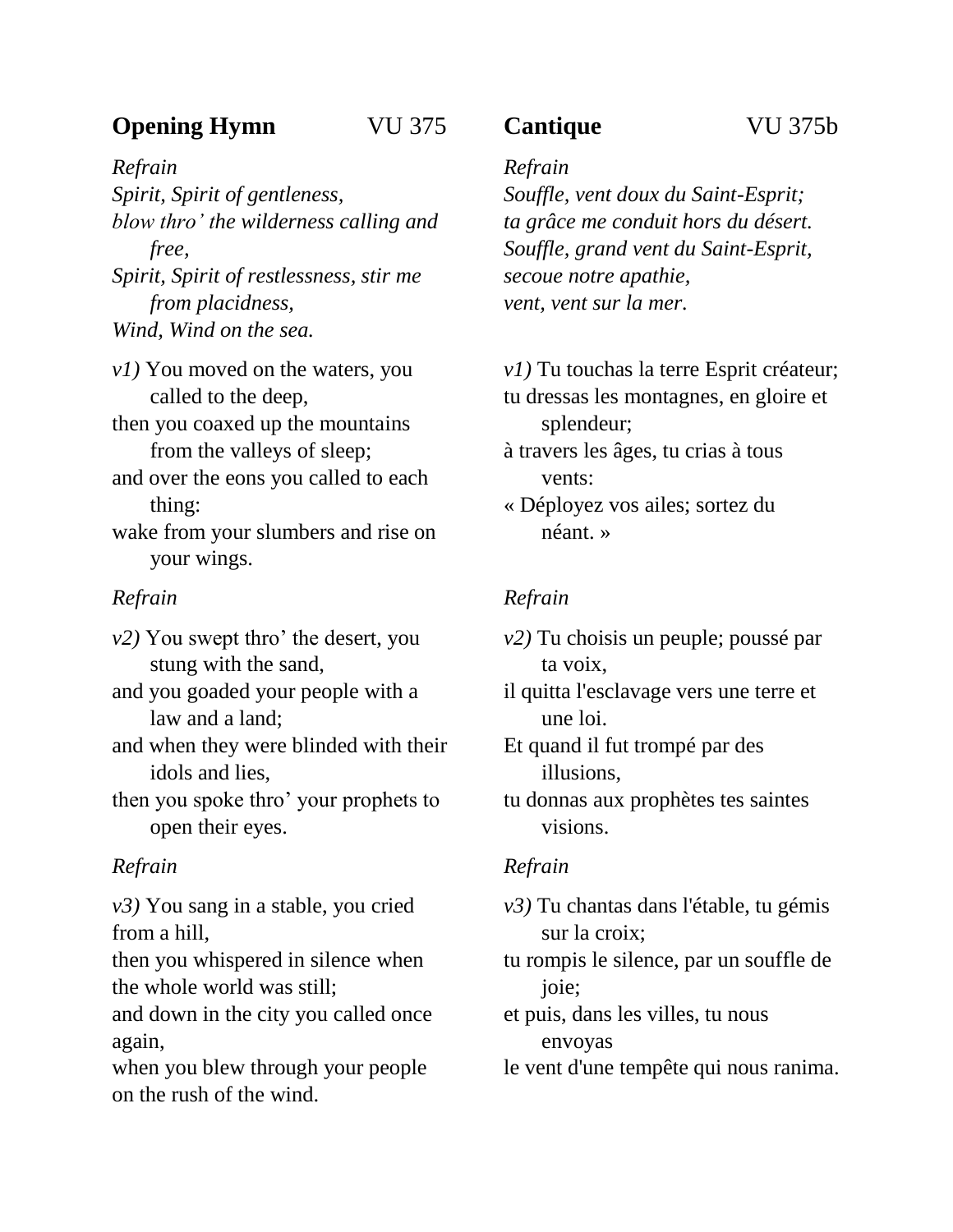**Opening Hymn** VU 375

*Refrain*
*Spirit, Spirit of gentleness,*
*blow thro' the wilderness calling and free,*
*Spirit, Spirit of restlessness, stir me from placidness,*
*Wind, Wind on the sea.*

*v1)* You moved on the waters, you called to the deep,
then you coaxed up the mountains from the valleys of sleep;
and over the eons you called to each thing:
wake from your slumbers and rise on your wings.

*Refrain*

*v2)* You swept thro' the desert, you stung with the sand,
and you goaded your people with a law and a land;
and when they were blinded with their idols and lies,
then you spoke thro' your prophets to open their eyes.

*Refrain*

*v3)* You sang in a stable, you cried from a hill,
then you whispered in silence when the whole world was still;
and down in the city you called once again,
when you blew through your people on the rush of the wind.

**Cantique** VU 375b

*Refrain*
*Souffle, vent doux du Saint-Esprit;*
*ta grâce me conduit hors du désert.*
*Souffle, grand vent du Saint-Esprit,*
*secoue notre apathie,*
*vent, vent sur la mer.*

*v1)* Tu touchas la terre Esprit créateur;
tu dressas les montagnes, en gloire et splendeur;
à travers les âges, tu crias à tous vents:
« Déployez vos ailes; sortez du néant. »

*Refrain*

*v2)* Tu choisis un peuple; poussé par ta voix,
il quitta l'esclavage vers une terre et une loi.
Et quand il fut trompé par des illusions,
tu donnas aux prophètes tes saintes visions.

*Refrain*

*v3)* Tu chantas dans l'étable, tu gémis sur la croix;
tu rompis le silence, par un souffle de joie;
et puis, dans les villes, tu nous envoyas
le vent d'une tempête qui nous ranima.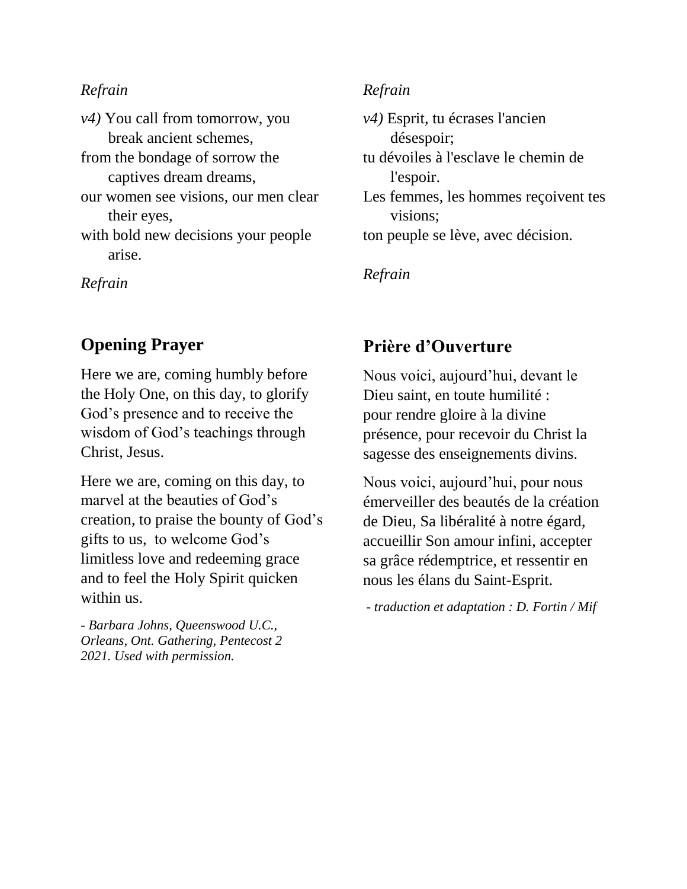*Refrain*

*v4)* You call from tomorrow, you break ancient schemes,
from the bondage of sorrow the captives dream dreams,
our women see visions, our men clear their eyes,
with bold new decisions your people arise.

*Refrain*

*Refrain*

*v4)* Esprit, tu écrases l'ancien désespoir;
tu dévoiles à l'esclave le chemin de l'espoir.
Les femmes, les hommes reçoivent tes visions;
ton peuple se lève, avec décision.

*Refrain*

## Opening Prayer

Here we are, coming humbly before the Holy One, on this day, to glorify God's presence and to receive the wisdom of God's teachings through Christ, Jesus.

Here we are, coming on this day, to marvel at the beauties of God's creation, to praise the bounty of God's gifts to us, to welcome God's limitless love and redeeming grace and to feel the Holy Spirit quicken within us.

*- Barbara Johns, Queenswood U.C., Orleans, Ont. Gathering, Pentecost 2 2021. Used with permission.*

## Prière d'Ouverture

Nous voici, aujourd'hui, devant le Dieu saint, en toute humilité :
pour rendre gloire à la divine présence, pour recevoir du Christ la sagesse des enseignements divins.

Nous voici, aujourd'hui, pour nous émerveiller des beautés de la création de Dieu, Sa libéralité à notre égard, accueillir Son amour infini, accepter sa grâce rédemptrice, et ressentir en nous les élans du Saint-Esprit.

*- traduction et adaptation : D. Fortin / Mif*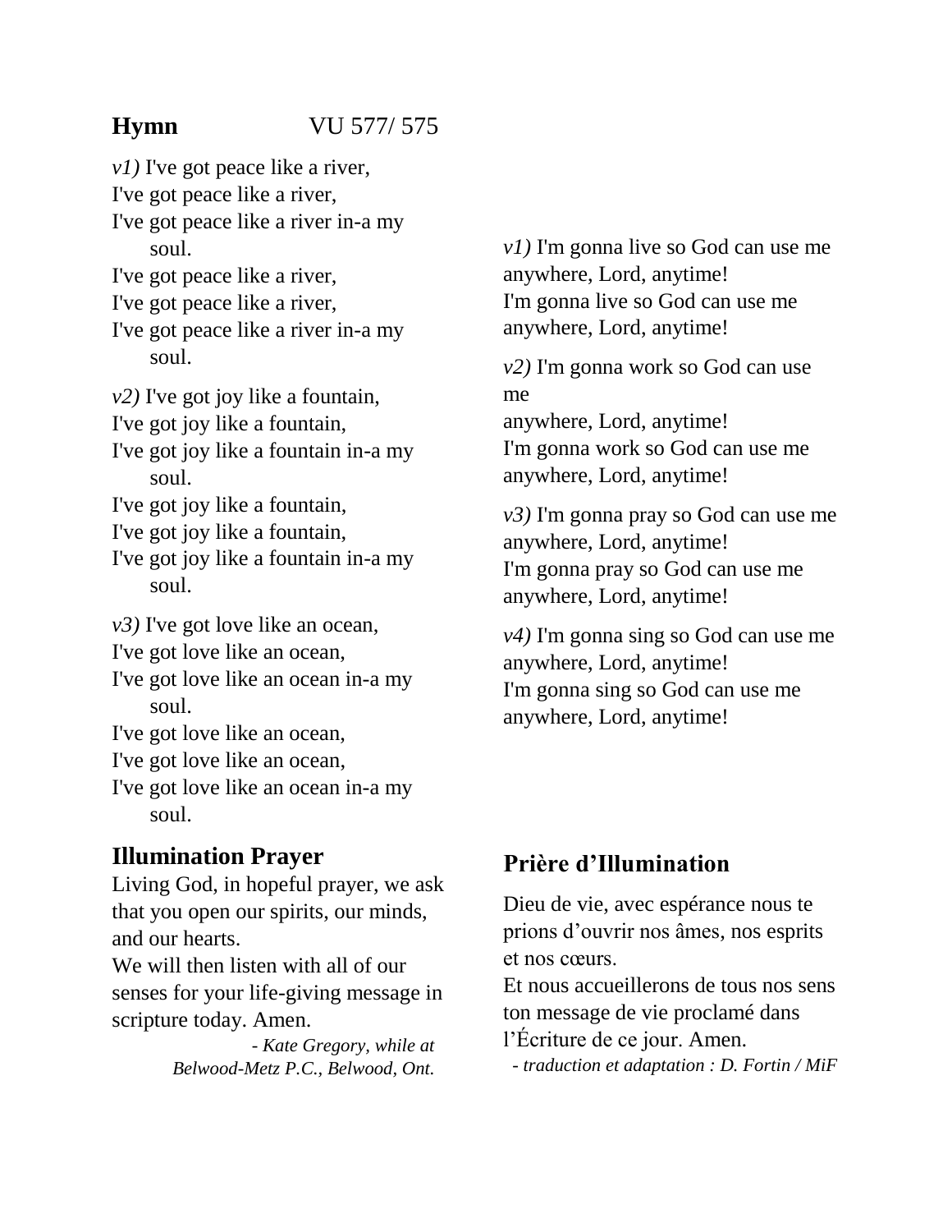**Hymn** VU 577/ 575

*v1)* I've got peace like a river,
I've got peace like a river,
I've got peace like a river in-a my soul.
I've got peace like a river,
I've got peace like a river,
I've got peace like a river in-a my soul.

*v2)* I've got joy like a fountain,
I've got joy like a fountain,
I've got joy like a fountain in-a my soul.
I've got joy like a fountain,
I've got joy like a fountain,
I've got joy like a fountain in-a my soul.

*v3)* I've got love like an ocean,
I've got love like an ocean,
I've got love like an ocean in-a my soul.
I've got love like an ocean,
I've got love like an ocean,
I've got love like an ocean in-a my soul.

*v1)* I'm gonna live so God can use me
anywhere, Lord, anytime!
I'm gonna live so God can use me
anywhere, Lord, anytime!

*v2)* I'm gonna work so God can use me
anywhere, Lord, anytime!
I'm gonna work so God can use me
anywhere, Lord, anytime!

*v3)* I'm gonna pray so God can use me
anywhere, Lord, anytime!
I'm gonna pray so God can use me
anywhere, Lord, anytime!

*v4)* I'm gonna sing so God can use me
anywhere, Lord, anytime!
I'm gonna sing so God can use me
anywhere, Lord, anytime!

## Illumination Prayer

Living God, in hopeful prayer, we ask that you open our spirits, our minds, and our hearts.
We will then listen with all of our senses for your life-giving message in scripture today. Amen.

*- Kate Gregory, while at Belwood-Metz P.C., Belwood, Ont.*

## Prière d'Illumination

Dieu de vie, avec espérance nous te prions d'ouvrir nos âmes, nos esprits et nos cœurs.
Et nous accueillerons de tous nos sens ton message de vie proclamé dans l'Écriture de ce jour. Amen.

*- traduction et adaptation : D. Fortin / MiF*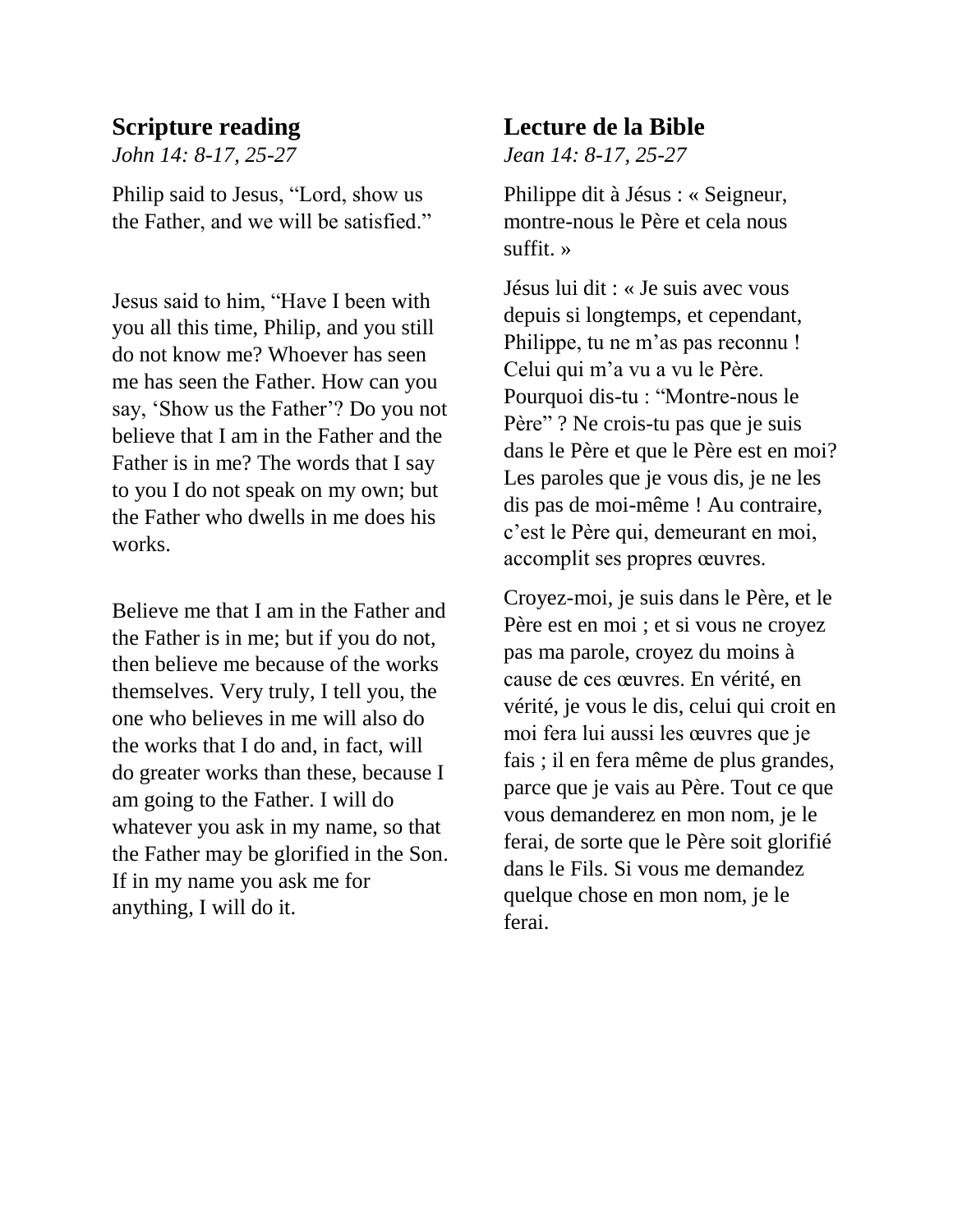## Scripture reading

*John 14: 8-17, 25-27*

Philip said to Jesus, “Lord, show us the Father, and we will be satisfied.”

Jesus said to him, “Have I been with you all this time, Philip, and you still do not know me? Whoever has seen me has seen the Father. How can you say, ‘Show us the Father’? Do you not believe that I am in the Father and the Father is in me? The words that I say to you I do not speak on my own; but the Father who dwells in me does his works.

Believe me that I am in the Father and the Father is in me; but if you do not, then believe me because of the works themselves. Very truly, I tell you, the one who believes in me will also do the works that I do and, in fact, will do greater works than these, because I am going to the Father. I will do whatever you ask in my name, so that the Father may be glorified in the Son. If in my name you ask me for anything, I will do it.

## Lecture de la Bible

*Jean 14: 8-17, 25-27*

Philippe dit à Jésus : « Seigneur, montre-nous le Père et cela nous suffit. »

Jésus lui dit : « Je suis avec vous depuis si longtemps, et cependant, Philippe, tu ne m’as pas reconnu ! Celui qui m’a vu a vu le Père. Pourquoi dis-tu : “Montre-nous le Père” ? Ne crois-tu pas que je suis dans le Père et que le Père est en moi? Les paroles que je vous dis, je ne les dis pas de moi-même ! Au contraire, c’est le Père qui, demeurant en moi, accomplit ses propres œuvres.

Croyez-moi, je suis dans le Père, et le Père est en moi ; et si vous ne croyez pas ma parole, croyez du moins à cause de ces œuvres. En vérité, en vérité, je vous le dis, celui qui croit en moi fera lui aussi les œuvres que je fais ; il en fera même de plus grandes, parce que je vais au Père. Tout ce que vous demanderez en mon nom, je le ferai, de sorte que le Père soit glorifié dans le Fils. Si vous me demandez quelque chose en mon nom, je le ferai.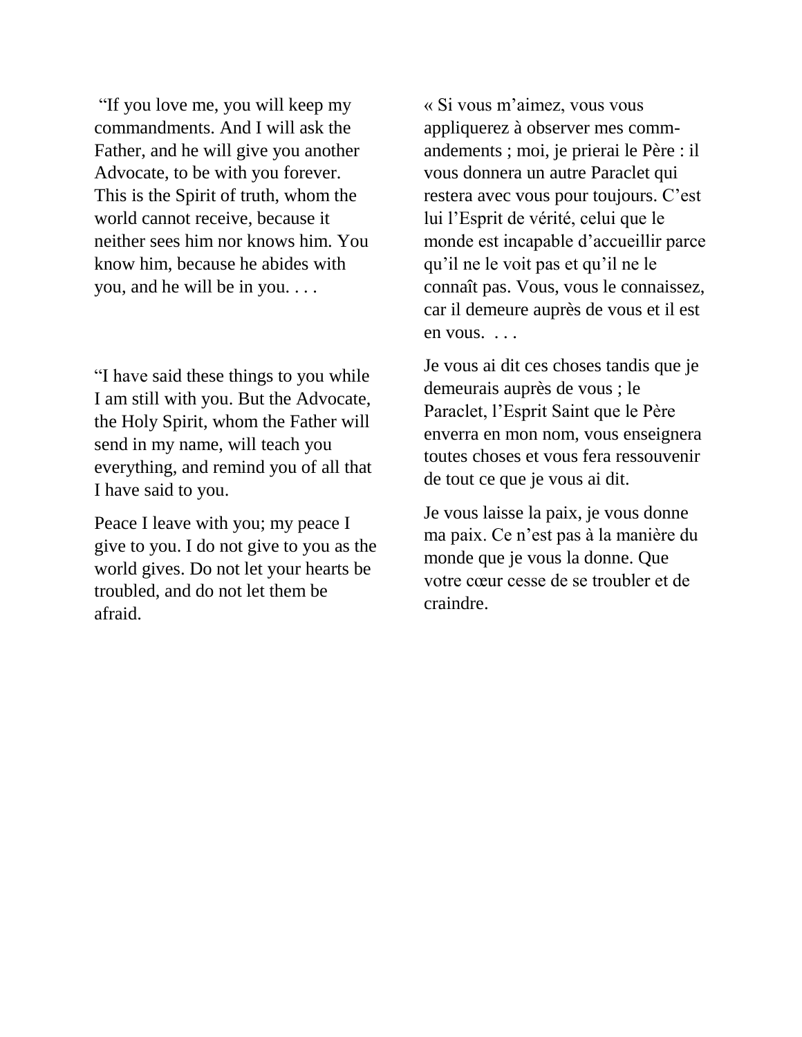"If you love me, you will keep my commandments. And I will ask the Father, and he will give you another Advocate, to be with you forever. This is the Spirit of truth, whom the world cannot receive, because it neither sees him nor knows him. You know him, because he abides with you, and he will be in you. . . .

"I have said these things to you while I am still with you. But the Advocate, the Holy Spirit, whom the Father will send in my name, will teach you everything, and remind you of all that I have said to you.

Peace I leave with you; my peace I give to you. I do not give to you as the world gives. Do not let your hearts be troubled, and do not let them be afraid.

« Si vous m'aimez, vous vous appliquerez à observer mes commandements ; moi, je prierai le Père : il vous donnera un autre Paraclet qui restera avec vous pour toujours. C'est lui l'Esprit de vérité, celui que le monde est incapable d'accueillir parce qu'il ne le voit pas et qu'il ne le connaît pas. Vous, vous le connaissez, car il demeure auprès de vous et il est en vous. . . .

Je vous ai dit ces choses tandis que je demeurais auprès de vous ; le Paraclet, l'Esprit Saint que le Père enverra en mon nom, vous enseignera toutes choses et vous fera ressouvenir de tout ce que je vous ai dit.

Je vous laisse la paix, je vous donne ma paix. Ce n'est pas à la manière du monde que je vous la donne. Que votre cœur cesse de se troubler et de craindre.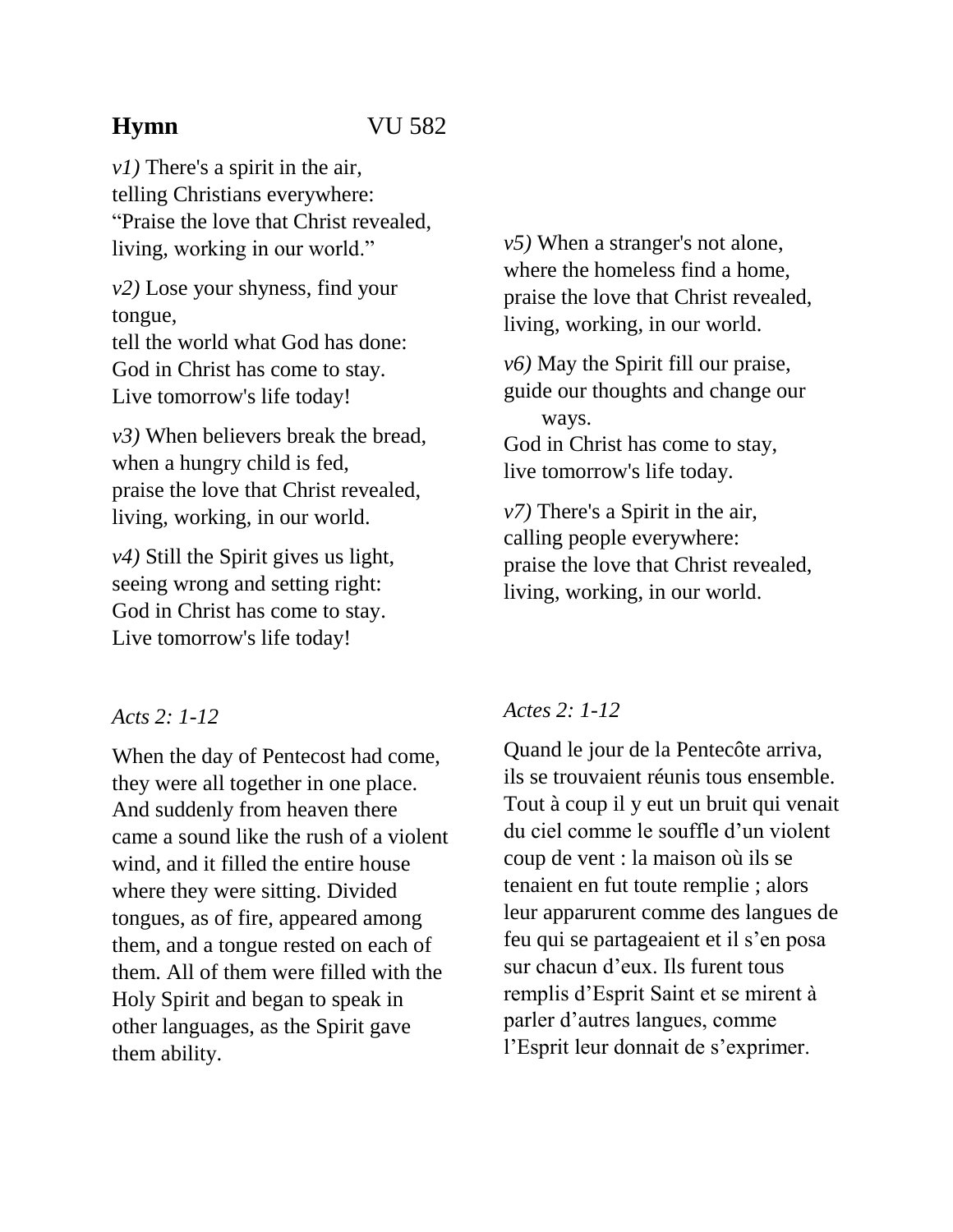**Hymn** VU 582

*v1)* There's a spirit in the air,
telling Christians everywhere:
"Praise the love that Christ revealed,
living, working in our world."

*v2)* Lose your shyness, find your tongue,
tell the world what God has done:
God in Christ has come to stay.
Live tomorrow's life today!

*v3)* When believers break the bread,
when a hungry child is fed,
praise the love that Christ revealed,
living, working, in our world.

*v4)* Still the Spirit gives us light,
seeing wrong and setting right:
God in Christ has come to stay.
Live tomorrow's life today!

*v5)* When a stranger's not alone,
where the homeless find a home,
praise the love that Christ revealed,
living, working, in our world.

*v6)* May the Spirit fill our praise,
guide our thoughts and change our ways.
God in Christ has come to stay,
live tomorrow's life today.

*v7)* There's a Spirit in the air,
calling people everywhere:
praise the love that Christ revealed,
living, working, in our world.

*Acts 2: 1-12*

When the day of Pentecost had come, they were all together in one place. And suddenly from heaven there came a sound like the rush of a violent wind, and it filled the entire house where they were sitting. Divided tongues, as of fire, appeared among them, and a tongue rested on each of them. All of them were filled with the Holy Spirit and began to speak in other languages, as the Spirit gave them ability.

*Actes 2: 1-12*

Quand le jour de la Pentecôte arriva, ils se trouvaient réunis tous ensemble. Tout à coup il y eut un bruit qui venait du ciel comme le souffle d'un violent coup de vent : la maison où ils se tenaient en fut toute remplie ; alors leur apparurent comme des langues de feu qui se partageaient et il s'en posa sur chacun d'eux. Ils furent tous remplis d'Esprit Saint et se mirent à parler d'autres langues, comme l'Esprit leur donnait de s'exprimer.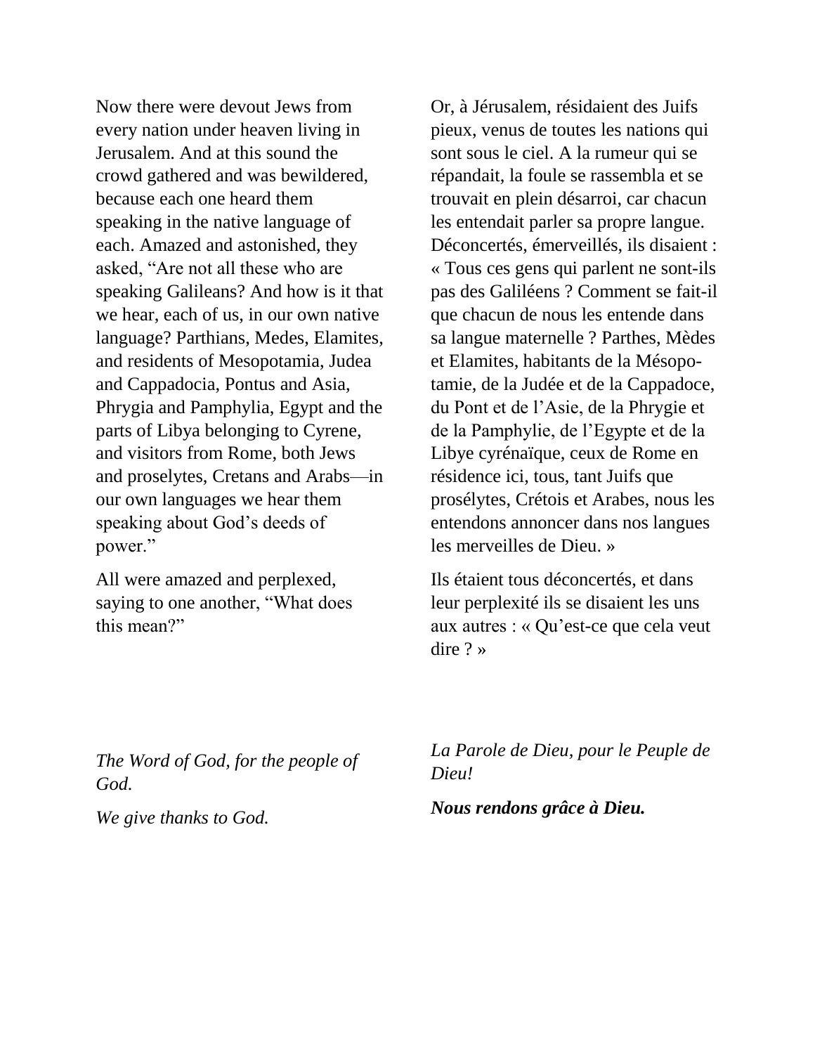Now there were devout Jews from every nation under heaven living in Jerusalem. And at this sound the crowd gathered and was bewildered, because each one heard them speaking in the native language of each. Amazed and astonished, they asked, "Are not all these who are speaking Galileans? And how is it that we hear, each of us, in our own native language? Parthians, Medes, Elamites, and residents of Mesopotamia, Judea and Cappadocia, Pontus and Asia, Phrygia and Pamphylia, Egypt and the parts of Libya belonging to Cyrene, and visitors from Rome, both Jews and proselytes, Cretans and Arabs—in our own languages we hear them speaking about God's deeds of power."

All were amazed and perplexed, saying to one another, "What does this mean?"

*The Word of God, for the people of God.*

*We give thanks to God.*

Or, à Jérusalem, résidaient des Juifs pieux, venus de toutes les nations qui sont sous le ciel. A la rumeur qui se répandait, la foule se rassembla et se trouvait en plein désarroi, car chacun les entendait parler sa propre langue. Déconcertés, émerveillés, ils disaient : « Tous ces gens qui parlent ne sont-ils pas des Galiléens ? Comment se fait-il que chacun de nous les entende dans sa langue maternelle ? Parthes, Mèdes et Elamites, habitants de la Mésopotamie, de la Judée et de la Cappadoce, du Pont et de l'Asie, de la Phrygie et de la Pamphylie, de l'Egypte et de la Libye cyrénaïque, ceux de Rome en résidence ici, tous, tant Juifs que prosélytes, Crétois et Arabes, nous les entendons annoncer dans nos langues les merveilles de Dieu. »

Ils étaient tous déconcertés, et dans leur perplexité ils se disaient les uns aux autres : « Qu'est-ce que cela veut dire ? »

*La Parole de Dieu, pour le Peuple de Dieu!*

***Nous rendons grâce à Dieu.***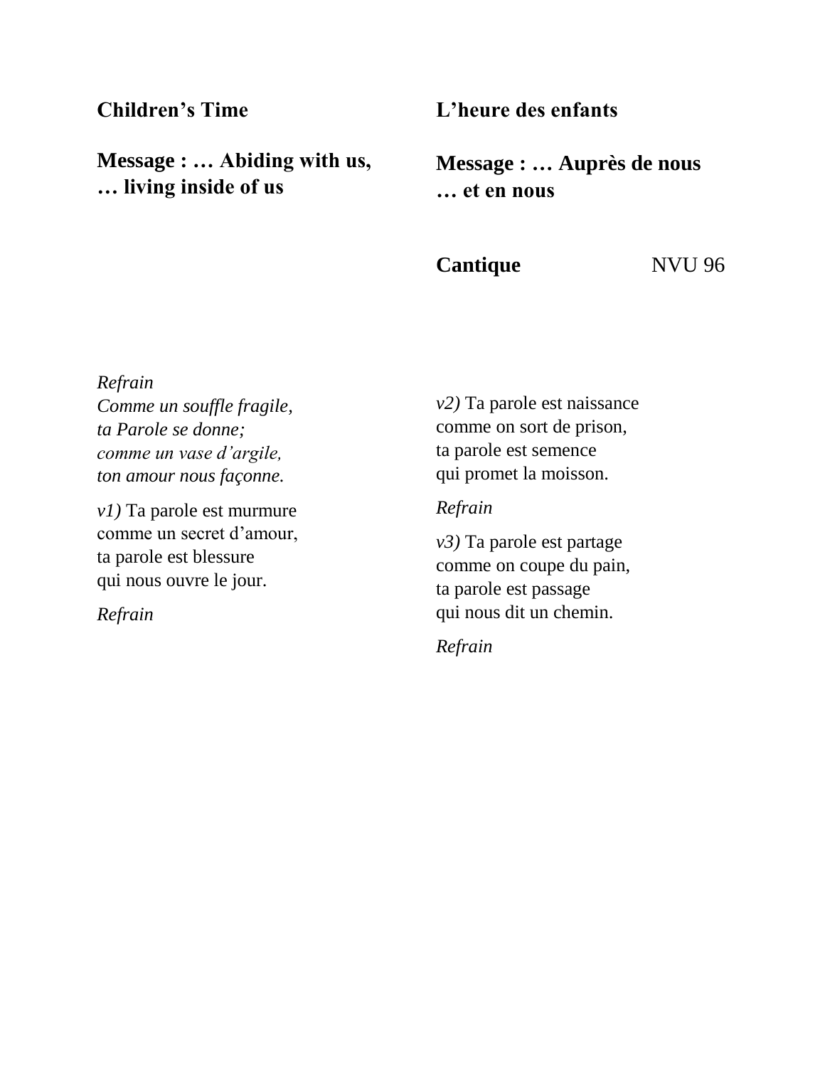**Children's Time**

**Message : … Abiding with us, … living inside of us**

**L'heure des enfants**

**Message : … Auprès de nous … et en nous**

**Cantique** NVU 96

*Refrain*
*Comme un souffle fragile,*
*ta Parole se donne;*
*comme un vase d'argile,*
*ton amour nous façonne.*

*v1)* Ta parole est murmure
comme un secret d'amour,
ta parole est blessure
qui nous ouvre le jour.

*Refrain*

*v2)* Ta parole est naissance
comme on sort de prison,
ta parole est semence
qui promet la moisson.

*Refrain*

*v3)* Ta parole est partage
comme on coupe du pain,
ta parole est passage
qui nous dit un chemin.

*Refrain*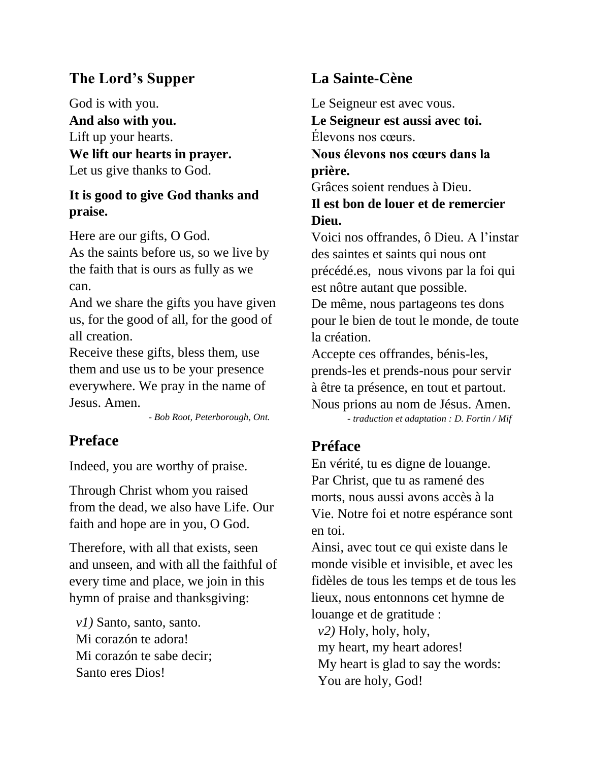## The Lord's Supper

God is with you.
**And also with you.**
Lift up your hearts.
**We lift our hearts in prayer.**
Let us give thanks to God.

**It is good to give God thanks and praise.**

Here are our gifts, O God.
As the saints before us, so we live by the faith that is ours as fully as we can.
And we share the gifts you have given us, for the good of all, for the good of all creation.
Receive these gifts, bless them, use them and use us to be your presence everywhere. We pray in the name of Jesus. Amen.

*- Bob Root, Peterborough, Ont.*

## Preface

Indeed, you are worthy of praise.

Through Christ whom you raised from the dead, we also have Life. Our faith and hope are in you, O God.

Therefore, with all that exists, seen and unseen, and with all the faithful of every time and place, we join in this hymn of praise and thanksgiving:

*v1)* Santo, santo, santo.
Mi corazón te adora!
Mi corazón te sabe decir;
Santo eres Dios!

## La Sainte-Cène

Le Seigneur est avec vous.
**Le Seigneur est aussi avec toi.**
Élevons nos cœurs.
**Nous élevons nos cœurs dans la prière.**
Grâces soient rendues à Dieu.
**Il est bon de louer et de remercier Dieu.**
Voici nos offrandes, ô Dieu. A l'instar des saintes et saints qui nous ont précédé.es, nous vivons par la foi qui est nôtre autant que possible.
De même, nous partageons tes dons pour le bien de tout le monde, de toute la création.
Accepte ces offrandes, bénis-les, prends-les et prends-nous pour servir à être ta présence, en tout et partout.
Nous prions au nom de Jésus. Amen.

*- traduction et adaptation : D. Fortin / Mif*

## Préface

En vérité, tu es digne de louange.
Par Christ, que tu as ramené des morts, nous aussi avons accès à la Vie. Notre foi et notre espérance sont en toi.
Ainsi, avec tout ce qui existe dans le monde visible et invisible, et avec les fidèles de tous les temps et de tous les lieux, nous entonnons cet hymne de louange et de gratitude :

*v2)* Holy, holy, holy,
my heart, my heart adores!
My heart is glad to say the words:
You are holy, God!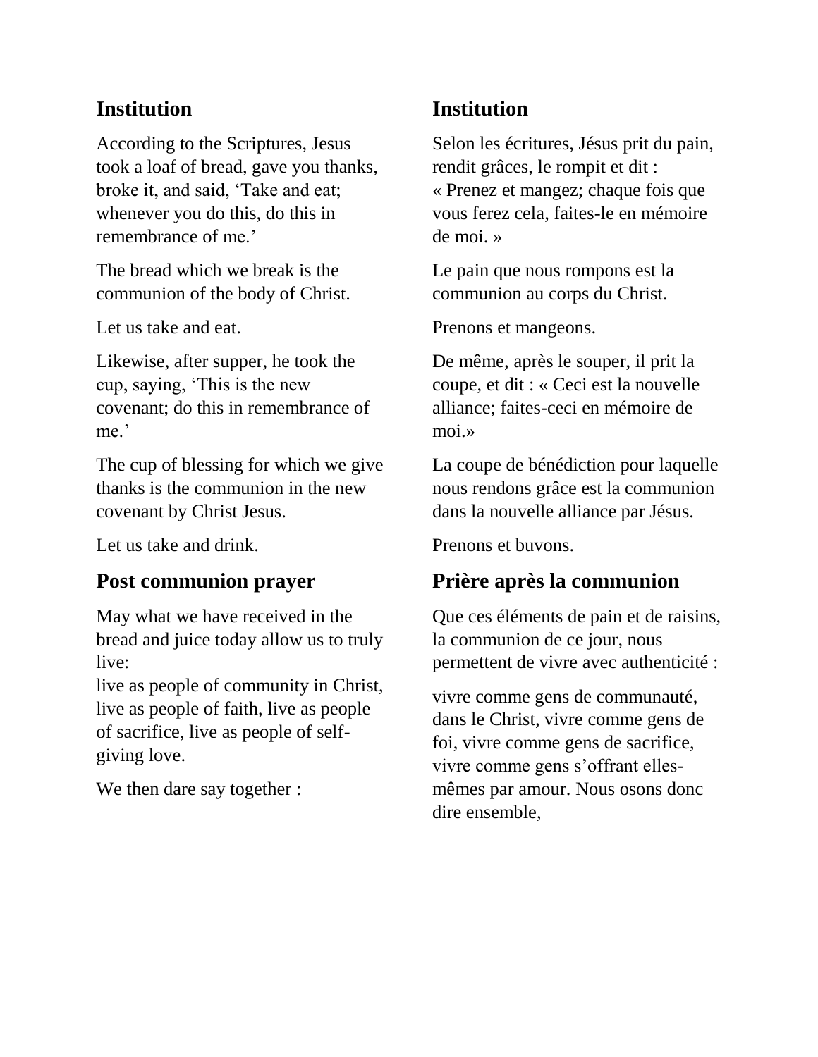## Institution

According to the Scriptures, Jesus took a loaf of bread, gave you thanks, broke it, and said, 'Take and eat; whenever you do this, do this in remembrance of me.'

The bread which we break is the communion of the body of Christ.

Let us take and eat.

Likewise, after supper, he took the cup, saying, 'This is the new covenant; do this in remembrance of me.'

The cup of blessing for which we give thanks is the communion in the new covenant by Christ Jesus.

Let us take and drink.

## Post communion prayer

May what we have received in the bread and juice today allow us to truly live:
live as people of community in Christ, live as people of faith, live as people of sacrifice, live as people of self-giving love.

We then dare say together :

## Institution

Selon les écritures, Jésus prit du pain, rendit grâces, le rompit et dit :
« Prenez et mangez; chaque fois que vous ferez cela, faites-le en mémoire de moi. »

Le pain que nous rompons est la communion au corps du Christ.

Prenons et mangeons.

De même, après le souper, il prit la coupe, et dit : « Ceci est la nouvelle alliance; faites-ceci en mémoire de moi.»

La coupe de bénédiction pour laquelle nous rendons grâce est la communion dans la nouvelle alliance par Jésus.

Prenons et buvons.

## Prière après la communion

Que ces éléments de pain et de raisins, la communion de ce jour, nous permettent de vivre avec authenticité :

vivre comme gens de communauté, dans le Christ, vivre comme gens de foi, vivre comme gens de sacrifice, vivre comme gens s'offrant elles-mêmes par amour. Nous osons donc dire ensemble,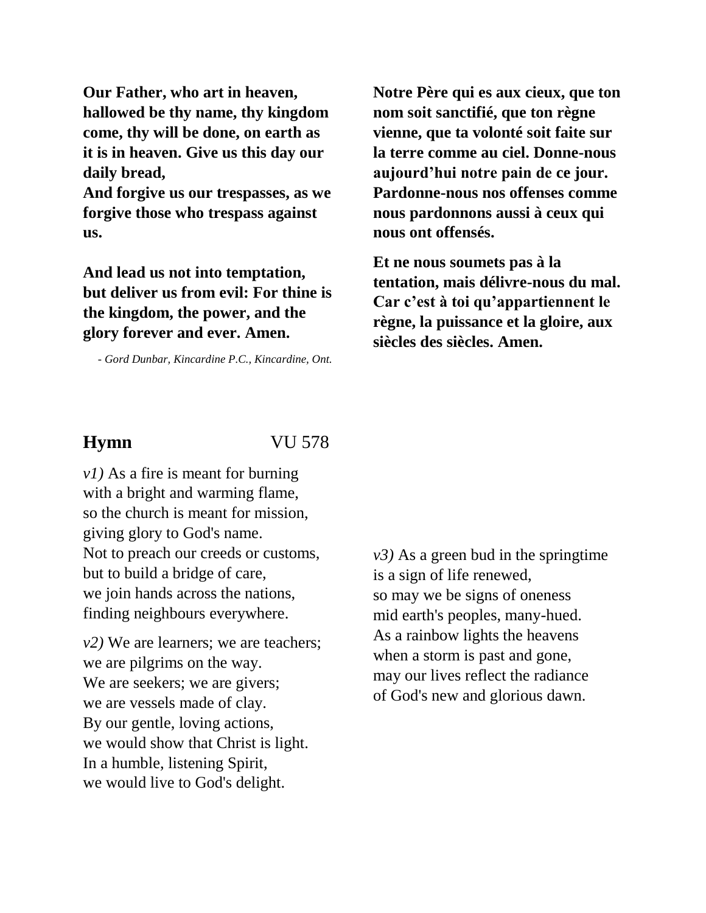**Our Father, who art in heaven, hallowed be thy name, thy kingdom come, thy will be done, on earth as it is in heaven. Give us this day our daily bread,**
**And forgive us our trespasses, as we forgive those who trespass against us.**

**And lead us not into temptation, but deliver us from evil: For thine is the kingdom, the power, and the glory forever and ever. Amen.**

*- Gord Dunbar, Kincardine P.C., Kincardine, Ont.*

**Notre Père qui es aux cieux, que ton nom soit sanctifié, que ton règne vienne, que ta volonté soit faite sur la terre comme au ciel. Donne-nous aujourd'hui notre pain de ce jour. Pardonne-nous nos offenses comme nous pardonnons aussi à ceux qui nous ont offensés.**

**Et ne nous soumets pas à la tentation, mais délivre-nous du mal. Car c'est à toi qu'appartiennent le règne, la puissance et la gloire, aux siècles des siècles. Amen.**

## Hymn VU 578

*v1)* As a fire is meant for burning
with a bright and warming flame,
so the church is meant for mission,
giving glory to God's name.
Not to preach our creeds or customs,
but to build a bridge of care,
we join hands across the nations,
finding neighbours everywhere.

*v2)* We are learners; we are teachers;
we are pilgrims on the way.
We are seekers; we are givers;
we are vessels made of clay.
By our gentle, loving actions,
we would show that Christ is light.
In a humble, listening Spirit,
we would live to God's delight.

*v3)* As a green bud in the springtime
is a sign of life renewed,
so may we be signs of oneness
mid earth's peoples, many-hued.
As a rainbow lights the heavens
when a storm is past and gone,
may our lives reflect the radiance
of God's new and glorious dawn.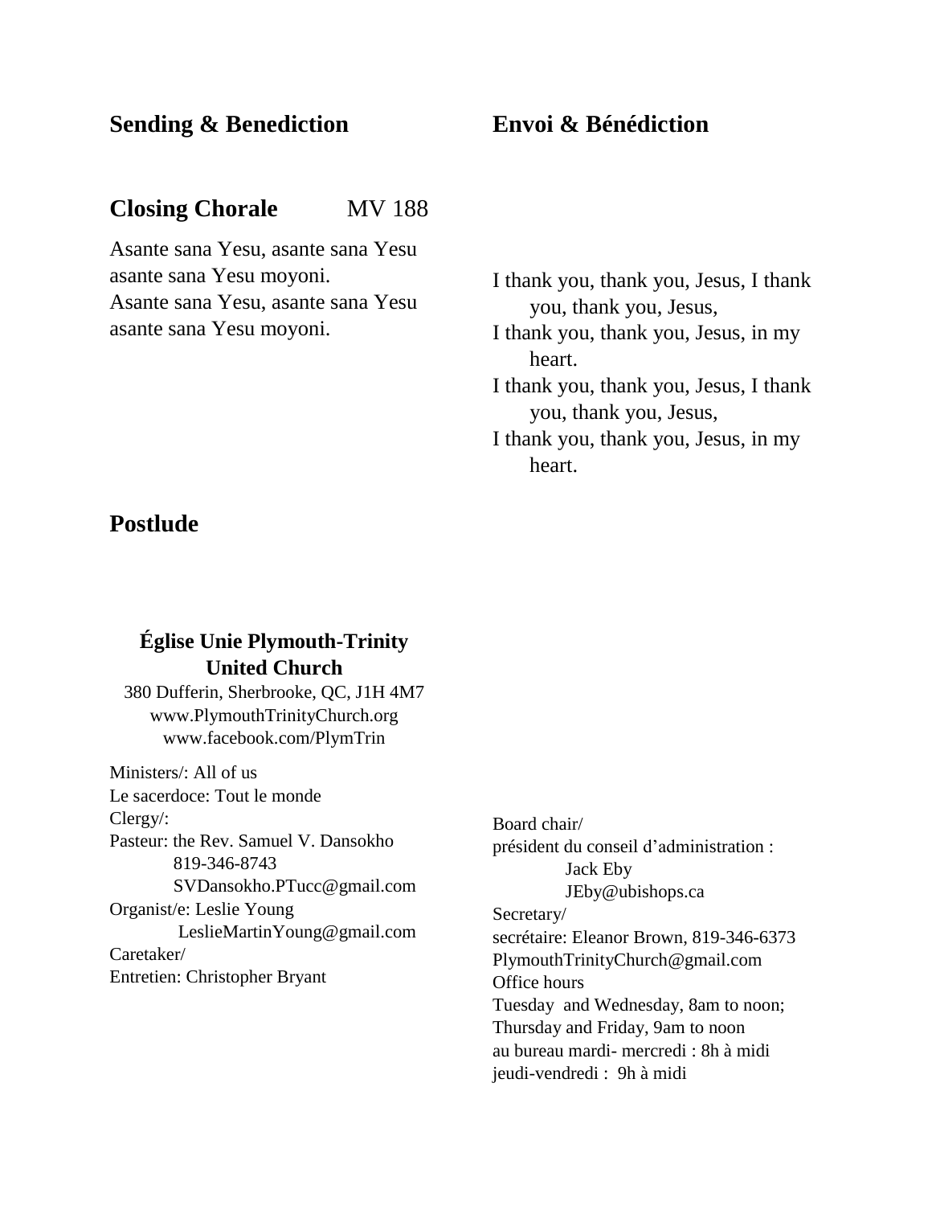## Sending & Benediction

## Envoi & Bénédiction

## Closing Chorale MV 188

Asante sana Yesu, asante sana Yesu
asante sana Yesu moyoni.
Asante sana Yesu, asante sana Yesu
asante sana Yesu moyoni.

I thank you, thank you, Jesus, I thank you, thank you, Jesus,
I thank you, thank you, Jesus, in my heart.
I thank you, thank you, Jesus, I thank you, thank you, Jesus,
I thank you, thank you, Jesus, in my heart.

## Postlude

**Église Unie Plymouth-Trinity United Church**
380 Dufferin, Sherbrooke, QC, J1H 4M7
www.PlymouthTrinityChurch.org
www.facebook.com/PlymTrin

Ministers/: All of us
Le sacerdoce: Tout le monde
Clergy/:
Pasteur: the Rev. Samuel V. Dansokho
819-346-8743
SVDansokho.PTucc@gmail.com
Organist/e: Leslie Young
LeslieMartinYoung@gmail.com
Caretaker/
Entretien: Christopher Bryant

Board chair/
président du conseil d'administration :
Jack Eby
JEby@ubishops.ca
Secretary/
secrétaire: Eleanor Brown, 819-346-6373
PlymouthTrinityChurch@gmail.com
Office hours
Tuesday and Wednesday, 8am to noon;
Thursday and Friday, 9am to noon
au bureau mardi- mercredi : 8h à midi
jeudi-vendredi : 9h à midi